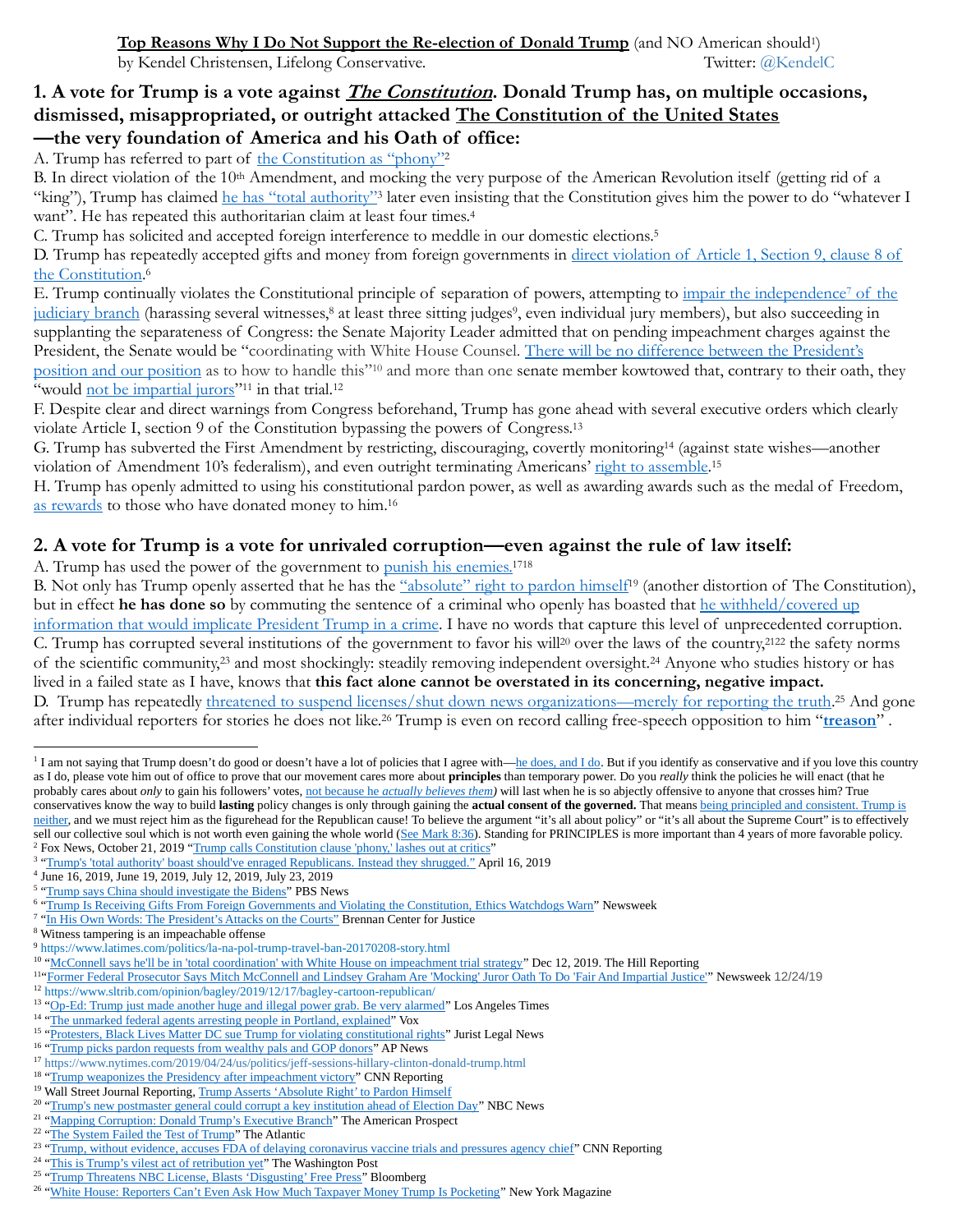**Top Reasons Why I Do Not Support the Re-election of Donald Trump** (and NO American should[1])
by Kendel Christensen, Lifelong Conservative. Twitter: @KendelC

## 1. A vote for Trump is a vote against ***The Constitution***. Donald Trump has, on multiple occasions, dismissed, misappropriated, or outright attacked The Constitution of the United States —the very foundation of America and his Oath of office:

A. Trump has referred to part of the Constitution as "phony"[2]

B. In direct violation of the 10th Amendment, and mocking the very purpose of the American Revolution itself (getting rid of a "king"), Trump has claimed he has "total authority"[3] later even insisting that the Constitution gives him the power to do "whatever I want". He has repeated this authoritarian claim at least four times.[4]

C. Trump has solicited and accepted foreign interference to meddle in our domestic elections.[5]

D. Trump has repeatedly accepted gifts and money from foreign governments in direct violation of Article 1, Section 9, clause 8 of the Constitution.[6]

E. Trump continually violates the Constitutional principle of separation of powers, attempting to impair the independence[7] of the judiciary branch (harassing several witnesses,[8] at least three sitting judges[9], even individual jury members), but also succeeding in supplanting the separateness of Congress: the Senate Majority Leader admitted that on pending impeachment charges against the President, the Senate would be "coordinating with White House Counsel. There will be no difference between the President's position and our position as to how to handle this"[10] and more than one senate member kowtowed that, contrary to their oath, they "would not be impartial jurors"[11] in that trial.[12]

F. Despite clear and direct warnings from Congress beforehand, Trump has gone ahead with several executive orders which clearly violate Article I, section 9 of the Constitution bypassing the powers of Congress.[13]

G. Trump has subverted the First Amendment by restricting, discouraging, covertly monitoring[14] (against state wishes—another violation of Amendment 10's federalism), and even outright terminating Americans' right to assemble.[15]

H. Trump has openly admitted to using his constitutional pardon power, as well as awarding awards such as the medal of Freedom, as rewards to those who have donated money to him.[16]

## 2. A vote for Trump is a vote for unrivaled corruption—even against the rule of law itself:

A. Trump has used the power of the government to punish his enemies.[17][18]

B. Not only has Trump openly asserted that he has the "absolute" right to pardon himself[19] (another distortion of The Constitution), but in effect **he has done so** by commuting the sentence of a criminal who openly has boasted that he withheld/covered up information that would implicate President Trump in a crime. I have no words that capture this level of unprecedented corruption.

C. Trump has corrupted several institutions of the government to favor his will[20] over the laws of the country,[21][22] the safety norms of the scientific community,[23] and most shockingly: steadily removing independent oversight.[24] Anyone who studies history or has lived in a failed state as I have, knows that **this fact alone cannot be overstated in its concerning, negative impact.**

D. Trump has repeatedly threatened to suspend licenses/shut down news organizations—merely for reporting the truth.[25] And gone after individual reporters for stories he does not like.[26] Trump is even on record calling free-speech opposition to him "**treason**".

---

[1] I am not saying that Trump doesn't do good or doesn't have a lot of policies that I agree with—he does, and I do. But if you identify as conservative and if you love this country as I do, please vote him out of office to prove that our movement cares more about **principles** than temporary power. Do you *really* think the policies he will enact (that he probably cares about *only* to gain his followers' votes, not because he *actually believes them*) will last when he is so abjectly offensive to anyone that crosses him? True conservatives know the way to build **lasting** policy changes is only through gaining the **actual consent of the governed.** That means being principled and consistent. Trump is neither, and we must reject him as the figurehead for the Republican cause! To believe the argument "it's all about policy" or "it's all about the Supreme Court" is to effectively sell our collective soul which is not worth even gaining the whole world (See Mark 8:36). Standing for PRINCIPLES is more important than 4 years of more favorable policy.

[2] Fox News, October 21, 2019 "Trump calls Constitution clause 'phony,' lashes out at critics"

[3] "Trump's 'total authority' boast should've enraged Republicans. Instead they shrugged." April 16, 2019

[4] June 16, 2019, June 19, 2019, July 12, 2019, July 23, 2019

[5] "Trump says China should investigate the Bidens" PBS News

[6] "Trump Is Receiving Gifts From Foreign Governments and Violating the Constitution, Ethics Watchdogs Warn" Newsweek

[7] "In His Own Words: The President's Attacks on the Courts" Brennan Center for Justice

[8] Witness tampering is an impeachable offense

[9] https://www.latimes.com/politics/la-na-pol-trump-travel-ban-20170208-story.html

[10] "McConnell says he'll be in 'total coordination' with White House on impeachment trial strategy" Dec 12, 2019. The Hill Reporting

[11] "Former Federal Prosecutor Says Mitch McConnell and Lindsey Graham Are 'Mocking' Juror Oath To Do 'Fair And Impartial Justice'" Newsweek 12/24/19

[12] https://www.sltrib.com/opinion/bagley/2019/12/17/bagley-cartoon-republican/

[13] "Op-Ed: Trump just made another huge and illegal power grab. Be very alarmed" Los Angeles Times

[14] "The unmarked federal agents arresting people in Portland, explained" Vox

[15] "Protesters, Black Lives Matter DC sue Trump for violating constitutional rights" Jurist Legal News

[16] "Trump picks pardon requests from wealthy pals and GOP donors" AP News

[17] https://www.nytimes.com/2019/04/24/us/politics/jeff-sessions-hillary-clinton-donald-trump.html

[18] "Trump weaponizes the Presidency after impeachment victory" CNN Reporting

[19] Wall Street Journal Reporting, Trump Asserts 'Absolute Right' to Pardon Himself

[20] "Trump's new postmaster general could corrupt a key institution ahead of Election Day" NBC News

[21] "Mapping Corruption: Donald Trump's Executive Branch" The American Prospect

[22] "The System Failed the Test of Trump" The Atlantic

[23] "Trump, without evidence, accuses FDA of delaying coronavirus vaccine trials and pressures agency chief" CNN Reporting

[24] "This is Trump's vilest act of retribution yet" The Washington Post

[25] "Trump Threatens NBC License, Blasts 'Disgusting' Free Press" Bloomberg

[26] "White House: Reporters Can't Even Ask How Much Taxpayer Money Trump Is Pocketing" New York Magazine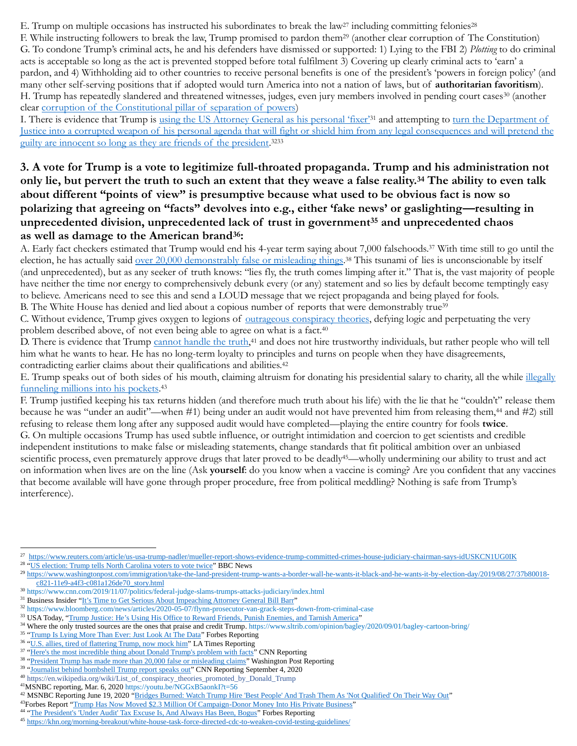E. Trump on multiple occasions has instructed his subordinates to break the law[27] including committing felonies[28]

F. While instructing followers to break the law, Trump promised to pardon them[29] (another clear corruption of The Constitution)

G. To condone Trump's criminal acts, he and his defenders have dismissed or supported: 1) Lying to the FBI 2) *Plotting* to do criminal acts is acceptable so long as the act is prevented stopped before total fulfilment 3) Covering up clearly criminal acts to 'earn' a pardon, and 4) Withholding aid to other countries to receive personal benefits is one of the president's 'powers in foreign policy' (and many other self-serving positions that if adopted would turn America into not a nation of laws, but of **authoritarian favoritism**).

H. Trump has repeatedly slandered and threatened witnesses, judges, even jury members involved in pending court cases[30] (another clear corruption of the Constitutional pillar of separation of powers)

I. There is evidence that Trump is using the US Attorney General as his personal 'fixer'[31] and attempting to turn the Department of Justice into a corrupted weapon of his personal agenda that will fight or shield him from any legal consequences and will pretend the guilty are innocent so long as they are friends of the president.[32][33]

### 3. A vote for Trump is a vote to legitimize full-throated propaganda. Trump and his administration not only lie, but pervert the truth to such an extent that they weave a false reality.[34] The ability to even talk about different "points of view" is presumptive because what used to be obvious fact is now so polarizing that agreeing on "facts" devolves into e.g., either 'fake news' or gaslighting—resulting in unprecedented division, unprecedented lack of trust in government[35] and unprecedented chaos as well as damage to the American brand[36]:

A. Early fact checkers estimated that Trump would end his 4-year term saying about 7,000 falsehoods.[37] With time still to go until the election, he has actually said over 20,000 demonstrably false or misleading things.[38] This tsunami of lies is unconscionable by itself (and unprecedented), but as any seeker of truth knows: "lies fly, the truth comes limping after it." That is, the vast majority of people have neither the time nor energy to comprehensively debunk every (or any) statement and so lies by default become temptingly easy to believe. Americans need to see this and send a LOUD message that we reject propaganda and being played for fools.

B. The White House has denied and lied about a copious number of reports that were demonstrably true[39]

C. Without evidence, Trump gives oxygen to legions of outrageous conspiracy theories, defying logic and perpetuating the very problem described above, of not even being able to agree on what is a fact.[40]

D. There is evidence that Trump cannot handle the truth,[41] and does not hire trustworthy individuals, but rather people who will tell him what he wants to hear. He has no long-term loyalty to principles and turns on people when they have disagreements, contradicting earlier claims about their qualifications and abilities.[42]

E. Trump speaks out of both sides of his mouth, claiming altruism for donating his presidential salary to charity, all the while illegally funneling millions into his pockets.[43]

F. Trump justified keeping his tax returns hidden (and therefore much truth about his life) with the lie that he "couldn't" release them because he was "under an audit"—when #1) being under an audit would not have prevented him from releasing them,[44] and #2) still refusing to release them long after any supposed audit would have completed—playing the entire country for fools **twice**.

G. On multiple occasions Trump has used subtle influence, or outright intimidation and coercion to get scientists and credible independent institutions to make false or misleading statements, change standards that fit political ambition over an unbiased scientific process, even prematurely approve drugs that later proved to be deadly[45]—wholly undermining our ability to trust and act on information when lives are on the line (Ask **yourself**: do you know when a vaccine is coming? Are you confident that any vaccines that become available will have gone through proper procedure, free from political meddling? Nothing is safe from Trump's interference).

---

[27] https://www.reuters.com/article/us-usa-trump-nadler/mueller-report-shows-evidence-trump-committed-crimes-house-judiciary-chairman-says-idUSKCN1UG0IK

[28] "US election: Trump tells North Carolina voters to vote twice" BBC News

[29] https://www.washingtonpost.com/immigration/take-the-land-president-trump-wants-a-border-wall-he-wants-it-black-and-he-wants-it-by-election-day/2019/08/27/37b80018-c821-11e9-a4f3-c081a126de70_story.html

[30] https://www.cnn.com/2019/11/07/politics/federal-judge-slams-trumps-attacks-judiciary/index.html

[31] Business Insider "It's Time to Get Serious About Impeaching Attorney General Bill Barr"

[32] https://www.bloomberg.com/news/articles/2020-05-07/flynn-prosecutor-van-grack-steps-down-from-criminal-case

[33] USA Today, "Trump Justice: He's Using His Office to Reward Friends, Punish Enemies, and Tarnish America"

[34] Where the only trusted sources are the ones that praise and credit Trump. https://www.sltrib.com/opinion/bagley/2020/09/01/bagley-cartoon-bring/

[35] "Trump Is Lying More Than Ever: Just Look At The Data" Forbes Reporting

[36] "U.S. allies, tired of flattering Trump, now mock him" LA Times Reporting

[37] "Here's the most incredible thing about Donald Trump's problem with facts" CNN Reporting

[38] "President Trump has made more than 20,000 false or misleading claims" Washington Post Reporting

[39] "Journalist behind bombshell Trump report speaks out" CNN Reporting September 4, 2020

[40] https://en.wikipedia.org/wiki/List_of_conspiracy_theories_promoted_by_Donald_Trump

[41] MSNBC reporting, Mar. 6, 2020 https://youtu.be/NGGxB5aonkI?t=56

[42] MSNBC Reporting June 19, 2020 "Bridges Burned: Watch Trump Hire 'Best People' And Trash Them As 'Not Qualified' On Their Way Out"

[43] Forbes Report "Trump Has Now Moved $2.3 Million Of Campaign-Donor Money Into His Private Business"

[44] "The President's 'Under Audit' Tax Excuse Is, And Always Has Been, Bogus" Forbes Reporting

[45] https://khn.org/morning-breakout/white-house-task-force-directed-cdc-to-weaken-covid-testing-guidelines/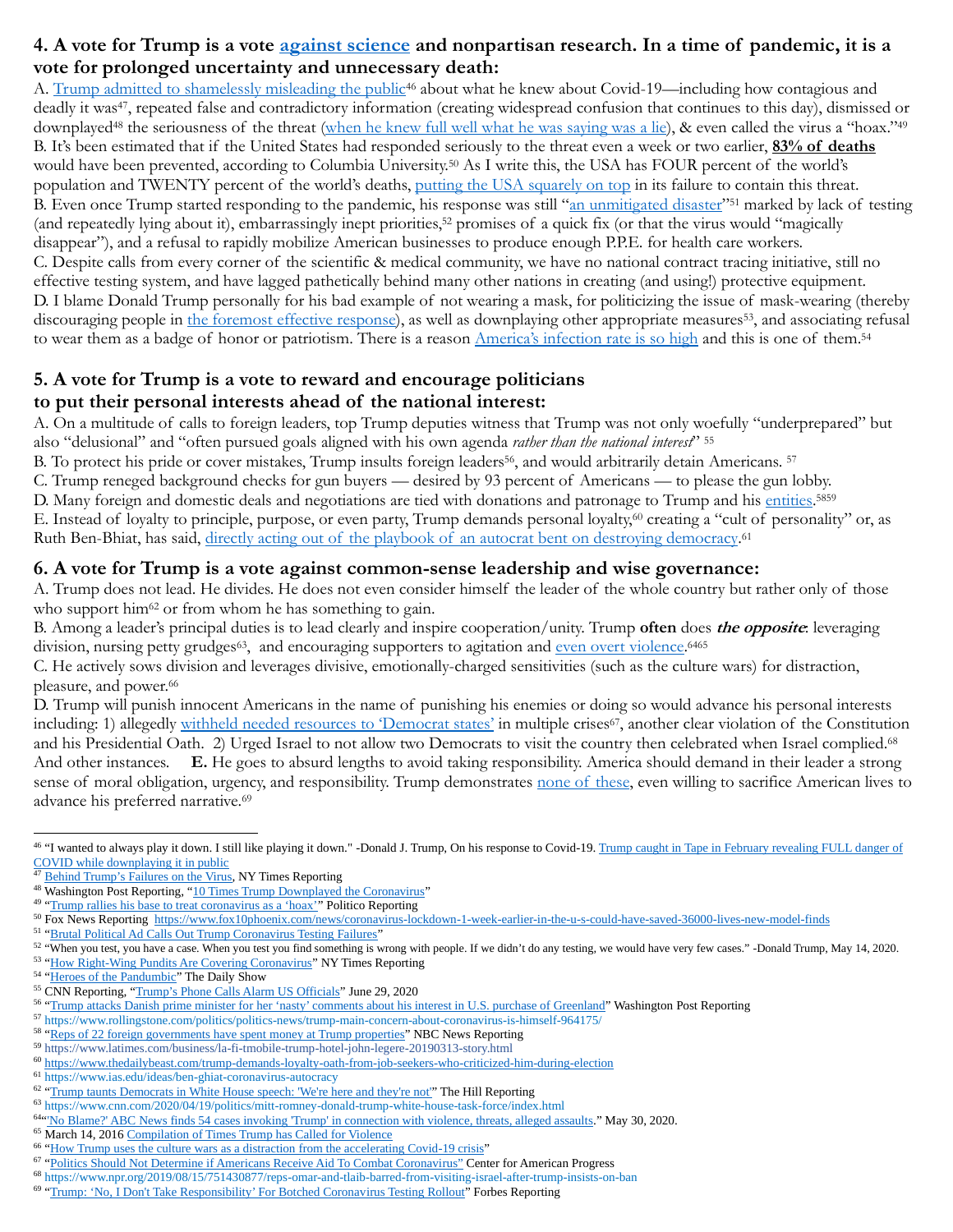## 4. A vote for Trump is a vote against science and nonpartisan research. In a time of pandemic, it is a vote for prolonged uncertainty and unnecessary death:

A. Trump admitted to shamelessly misleading the public[46] about what he knew about Covid-19—including how contagious and deadly it was[47], repeated false and contradictory information (creating widespread confusion that continues to this day), dismissed or downplayed[48] the seriousness of the threat (when he knew full well what he was saying was a lie), & even called the virus a "hoax."[49]
B. It's been estimated that if the United States had responded seriously to the threat even a week or two earlier, **83% of deaths** would have been prevented, according to Columbia University.[50] As I write this, the USA has FOUR percent of the world's population and TWENTY percent of the world's deaths, putting the USA squarely on top in its failure to contain this threat.
B. Even once Trump started responding to the pandemic, his response was still "an unmitigated disaster"[51] marked by lack of testing (and repeatedly lying about it), embarrassingly inept priorities,[52] promises of a quick fix (or that the virus would "magically disappear"), and a refusal to rapidly mobilize American businesses to produce enough P.P.E. for health care workers.
C. Despite calls from every corner of the scientific & medical community, we have no national contract tracing initiative, still no effective testing system, and have lagged pathetically behind many other nations in creating (and using!) protective equipment.
D. I blame Donald Trump personally for his bad example of not wearing a mask, for politicizing the issue of mask-wearing (thereby discouraging people in the foremost effective response), as well as downplaying other appropriate measures[53], and associating refusal to wear them as a badge of honor or patriotism. There is a reason America's infection rate is so high and this is one of them.[54]

## 5. A vote for Trump is a vote to reward and encourage politicians to put their personal interests ahead of the national interest:

A. On a multitude of calls to foreign leaders, top Trump deputies witness that Trump was not only woefully "underprepared" but also "delusional" and "often pursued goals aligned with his own agenda *rather than the national interest*" [55]
B. To protect his pride or cover mistakes, Trump insults foreign leaders[56], and would arbitrarily detain Americans. [57]
C. Trump reneged background checks for gun buyers — desired by 93 percent of Americans — to please the gun lobby.
D. Many foreign and domestic deals and negotiations are tied with donations and patronage to Trump and his entities.[58][59]
E. Instead of loyalty to principle, purpose, or even party, Trump demands personal loyalty,[60] creating a "cult of personality" or, as Ruth Ben-Bhiat, has said, directly acting out of the playbook of an autocrat bent on destroying democracy.[61]

## 6. A vote for Trump is a vote against common-sense leadership and wise governance:

A. Trump does not lead. He divides. He does not even consider himself the leader of the whole country but rather only of those who support him[62] or from whom he has something to gain.
B. Among a leader's principal duties is to lead clearly and inspire cooperation/unity. Trump **often** does ***the opposite***: leveraging division, nursing petty grudges[63], and encouraging supporters to agitation and even overt violence.[64][65]
C. He actively sows division and leverages divisive, emotionally-charged sensitivities (such as the culture wars) for distraction, pleasure, and power.[66]
D. Trump will punish innocent Americans in the name of punishing his enemies or doing so would advance his personal interests including: 1) allegedly withheld needed resources to 'Democrat states' in multiple crises[67], another clear violation of the Constitution and his Presidential Oath. 2) Urged Israel to not allow two Democrats to visit the country then celebrated when Israel complied.[68] And other instances. **E.** He goes to absurd lengths to avoid taking responsibility. America should demand in their leader a strong sense of moral obligation, urgency, and responsibility. Trump demonstrates none of these, even willing to sacrifice American lives to advance his preferred narrative.[69]

---

[46] "I wanted to always play it down. I still like playing it down." -Donald J. Trump, On his response to Covid-19. Trump caught in Tape in February revealing FULL danger of COVID while downplaying it in public
[47] Behind Trump's Failures on the Virus, NY Times Reporting
[48] Washington Post Reporting, "10 Times Trump Downplayed the Coronavirus"
[49] "Trump rallies his base to treat coronavirus as a 'hoax'" Politico Reporting
[50] Fox News Reporting https://www.fox10phoenix.com/news/coronavirus-lockdown-1-week-earlier-in-the-u-s-could-have-saved-36000-lives-new-model-finds
[51] "Brutal Political Ad Calls Out Trump Coronavirus Testing Failures"
[52] "When you test, you have a case. When you test you find something is wrong with people. If we didn't do any testing, we would have very few cases." -Donald Trump, May 14, 2020.
[53] "How Right-Wing Pundits Are Covering Coronavirus" NY Times Reporting
[54] "Heroes of the Pandumbic" The Daily Show
[55] CNN Reporting, "Trump's Phone Calls Alarm US Officials" June 29, 2020
[56] "Trump attacks Danish prime minister for her 'nasty' comments about his interest in U.S. purchase of Greenland" Washington Post Reporting
[57] https://www.rollingstone.com/politics/politics-news/trump-main-concern-about-coronavirus-is-himself-964175/
[58] "Reps of 22 foreign governments have spent money at Trump properties" NBC News Reporting
[59] https://www.latimes.com/business/la-fi-tmobile-trump-hotel-john-legere-20190313-story.html
[60] https://www.thedailybeast.com/trump-demands-loyalty-oath-from-job-seekers-who-criticized-him-during-election
[61] https://www.ias.edu/ideas/ben-ghiat-coronavirus-autocracy
[62] "Trump taunts Democrats in White House speech: 'We're here and they're not'" The Hill Reporting
[63] https://www.cnn.com/2020/04/19/politics/mitt-romney-donald-trump-white-house-task-force/index.html
[64] "'No Blame?' ABC News finds 54 cases invoking 'Trump' in connection with violence, threats, alleged assaults." May 30, 2020.
[65] March 14, 2016 Compilation of Times Trump has Called for Violence
[66] "How Trump uses the culture wars as a distraction from the accelerating Covid-19 crisis"
[67] "Politics Should Not Determine if Americans Receive Aid To Combat Coronavirus" Center for American Progress
[68] https://www.npr.org/2019/08/15/751430877/reps-omar-and-tlaib-barred-from-visiting-israel-after-trump-insists-on-ban
[69] "Trump: 'No, I Don't Take Responsibility' For Botched Coronavirus Testing Rollout" Forbes Reporting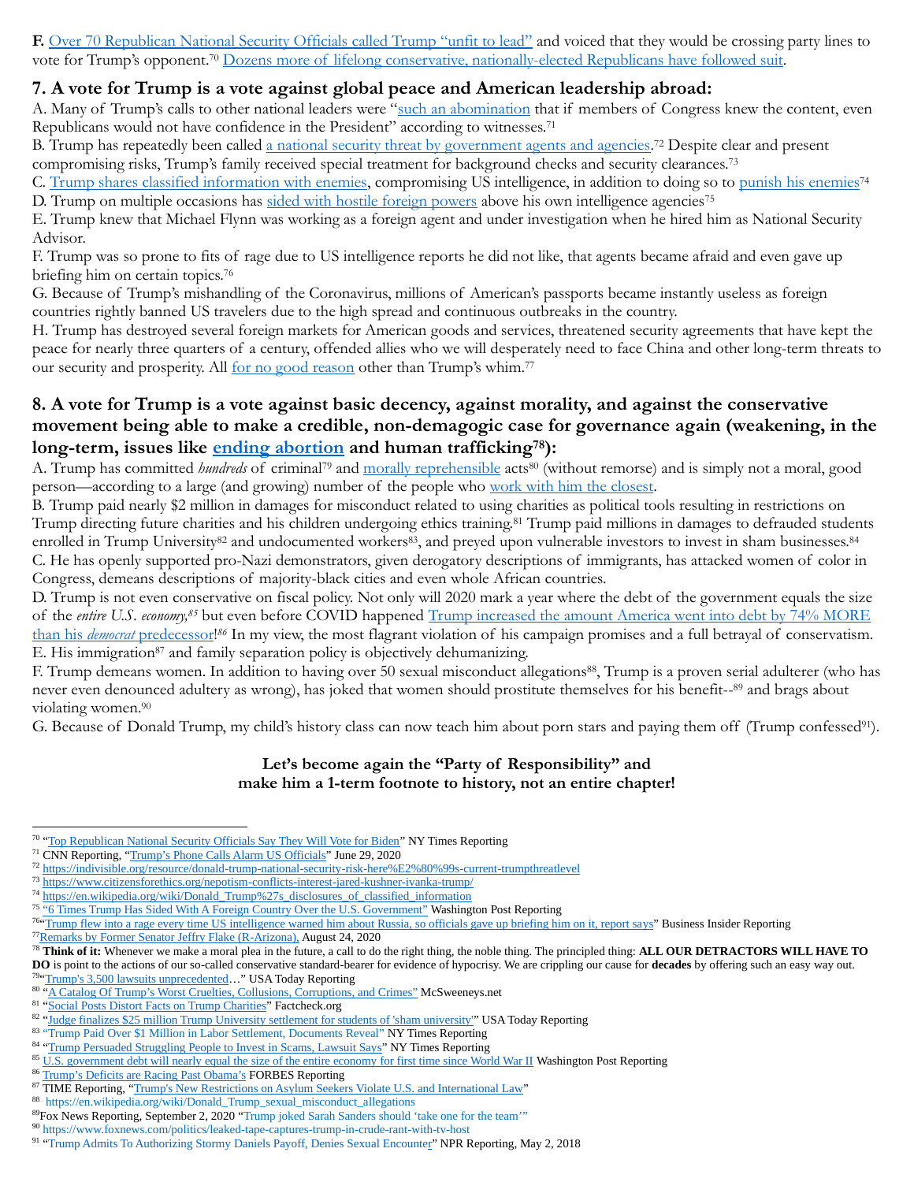**F.** Over 70 Republican National Security Officials called Trump "unfit to lead" and voiced that they would be crossing party lines to vote for Trump's opponent.[70] Dozens more of lifelong conservative, nationally-elected Republicans have followed suit.

## 7. A vote for Trump is a vote against global peace and American leadership abroad:

A. Many of Trump's calls to other national leaders were "such an abomination that if members of Congress knew the content, even Republicans would not have confidence in the President" according to witnesses.[71]

B. Trump has repeatedly been called a national security threat by government agents and agencies.[72] Despite clear and present compromising risks, Trump's family received special treatment for background checks and security clearances.[73]

C. Trump shares classified information with enemies, compromising US intelligence, in addition to doing so to punish his enemies[74]

D. Trump on multiple occasions has sided with hostile foreign powers above his own intelligence agencies[75]

E. Trump knew that Michael Flynn was working as a foreign agent and under investigation when he hired him as National Security Advisor.

F. Trump was so prone to fits of rage due to US intelligence reports he did not like, that agents became afraid and even gave up briefing him on certain topics.[76]

G. Because of Trump's mishandling of the Coronavirus, millions of American's passports became instantly useless as foreign countries rightly banned US travelers due to the high spread and continuous outbreaks in the country.

H. Trump has destroyed several foreign markets for American goods and services, threatened security agreements that have kept the peace for nearly three quarters of a century, offended allies who we will desperately need to face China and other long-term threats to our security and prosperity. All for no good reason other than Trump's whim.[77]

## 8. A vote for Trump is a vote against basic decency, against morality, and against the conservative movement being able to make a credible, non-demagogic case for governance again (weakening, in the long-term, issues like ending abortion and human trafficking[78]):

A. Trump has committed *hundreds* of criminal[79] and morally reprehensible acts[80] (without remorse) and is simply not a moral, good person—according to a large (and growing) number of the people who work with him the closest.

B. Trump paid nearly $2 million in damages for misconduct related to using charities as political tools resulting in restrictions on Trump directing future charities and his children undergoing ethics training.[81] Trump paid millions in damages to defrauded students enrolled in Trump University[82] and undocumented workers[83], and preyed upon vulnerable investors to invest in sham businesses.[84]

C. He has openly supported pro-Nazi demonstrators, given derogatory descriptions of immigrants, has attacked women of color in Congress, demeans descriptions of majority-black cities and even whole African countries.

D. Trump is not even conservative on fiscal policy. Not only will 2020 mark a year where the debt of the government equals the size of the *entire U.S. economy,*[85] but even before COVID happened Trump increased the amount America went into debt by 74% MORE than his *democrat* predecessor![86] In my view, the most flagrant violation of his campaign promises and a full betrayal of conservatism.

E. His immigration[87] and family separation policy is objectively dehumanizing.

F. Trump demeans women. In addition to having over 50 sexual misconduct allegations[88], Trump is a proven serial adulterer (who has never even denounced adultery as wrong), has joked that women should prostitute themselves for his benefit--[89] and brags about violating women.[90]

G. Because of Donald Trump, my child's history class can now teach him about porn stars and paying them off (Trump confessed[91]).

**Let's become again the "Party of Responsibility" and make him a 1-term footnote to history, not an entire chapter!**

---

[70] "Top Republican National Security Officials Say They Will Vote for Biden" NY Times Reporting
[71] CNN Reporting, "Trump's Phone Calls Alarm US Officials" June 29, 2020
[72] https://indivisible.org/resource/donald-trump-national-security-risk-here%E2%80%99s-current-trumpthreatlevel
[73] https://www.citizensforethics.org/nepotism-conflicts-interest-jared-kushner-ivanka-trump/
[74] https://en.wikipedia.org/wiki/Donald_Trump%27s_disclosures_of_classified_information
[75] "6 Times Trump Has Sided With A Foreign Country Over the U.S. Government" Washington Post Reporting
[76] "Trump flew into a rage every time US intelligence warned him about Russia, so officials gave up briefing him on it, report says" Business Insider Reporting
[77] Remarks by Former Senator Jeffry Flake (R-Arizona), August 24, 2020
[78] **Think of it:** Whenever we make a moral plea in the future, a call to do the right thing, the noble thing. The principled thing: **ALL OUR DETRACTORS WILL HAVE TO DO** is point to the actions of our so-called conservative standard-bearer for evidence of hypocrisy. We are crippling our cause for **decades** by offering such an easy way out.
[79] "Trump's 3,500 lawsuits unprecedented…" USA Today Reporting
[80] "A Catalog Of Trump's Worst Cruelties, Collusions, Corruptions, and Crimes" McSweeneys.net
[81] "Social Posts Distort Facts on Trump Charities" Factcheck.org
[82] "Judge finalizes $25 million Trump University settlement for students of 'sham university'" USA Today Reporting
[83] "Trump Paid Over $1 Million in Labor Settlement, Documents Reveal" NY Times Reporting
[84] "Trump Persuaded Struggling People to Invest in Scams, Lawsuit Says" NY Times Reporting
[85] U.S. government debt will nearly equal the size of the entire economy for first time since World War II Washington Post Reporting
[86] Trump's Deficits are Racing Past Obama's FORBES Reporting
[87] TIME Reporting, "Trump's New Restrictions on Asylum Seekers Violate U.S. and International Law"
[88] https://en.wikipedia.org/wiki/Donald_Trump_sexual_misconduct_allegations
[89] Fox News Reporting, September 2, 2020 "Trump joked Sarah Sanders should 'take one for the team'"
[90] https://www.foxnews.com/politics/leaked-tape-captures-trump-in-crude-rant-with-tv-host
[91] "Trump Admits To Authorizing Stormy Daniels Payoff, Denies Sexual Encounter" NPR Reporting, May 2, 2018